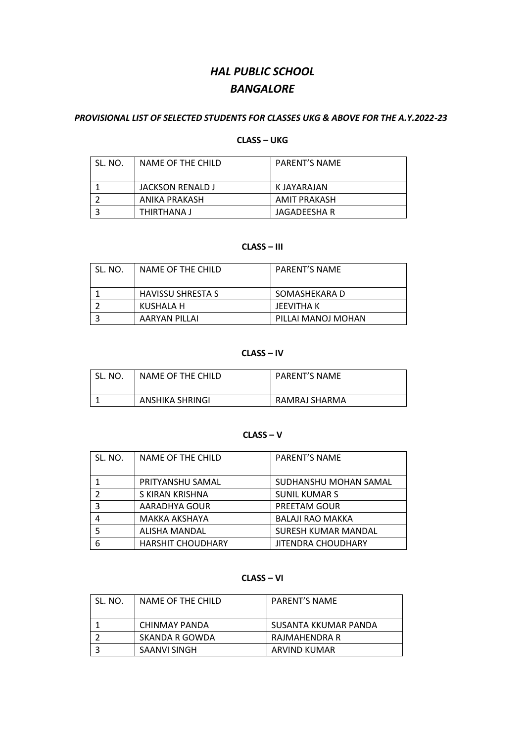# *HAL PUBLIC SCHOOL*
# *BANGALORE*

### *PROVISIONAL LIST OF SELECTED STUDENTS FOR CLASSES UKG & ABOVE FOR THE A.Y.2022-23*

**CLASS – UKG**

| SL. NO. | NAME OF THE CHILD | PARENT'S NAME |
|---|---|---|
| 1 | JACKSON RENALD J | K JAYARAJAN |
| 2 | ANIKA PRAKASH | AMIT PRAKASH |
| 3 | THIRTHANA J | JAGADEESHA R |

**CLASS – III**

| SL. NO. | NAME OF THE CHILD | PARENT'S NAME |
|---|---|---|
| 1 | HAVISSU SHRESTA S | SOMASHEKARA D |
| 2 | KUSHALA H | JEEVITHA K |
| 3 | AARYAN PILLAI | PILLAI MANOJ MOHAN |

**CLASS – IV**

| SL. NO. | NAME OF THE CHILD | PARENT'S NAME |
|---|---|---|
| 1 | ANSHIKA SHRINGI | RAMRAJ SHARMA |

**CLASS – V**

| SL. NO. | NAME OF THE CHILD | PARENT'S NAME |
|---|---|---|
| 1 | PRITYANSHU SAMAL | SUDHANSHU MOHAN SAMAL |
| 2 | S KIRAN KRISHNA | SUNIL KUMAR S |
| 3 | AARADHYA GOUR | PREETAM GOUR |
| 4 | MAKKA AKSHAYA | BALAJI RAO MAKKA |
| 5 | ALISHA MANDAL | SURESH KUMAR MANDAL |
| 6 | HARSHIT CHOUDHARY | JITENDRA CHOUDHARY |

**CLASS – VI**

| SL. NO. | NAME OF THE CHILD | PARENT'S NAME |
|---|---|---|
| 1 | CHINMAY PANDA | SUSANTA KKUMAR PANDA |
| 2 | SKANDA R GOWDA | RAJMAHENDRA R |
| 3 | SAANVI SINGH | ARVIND KUMAR |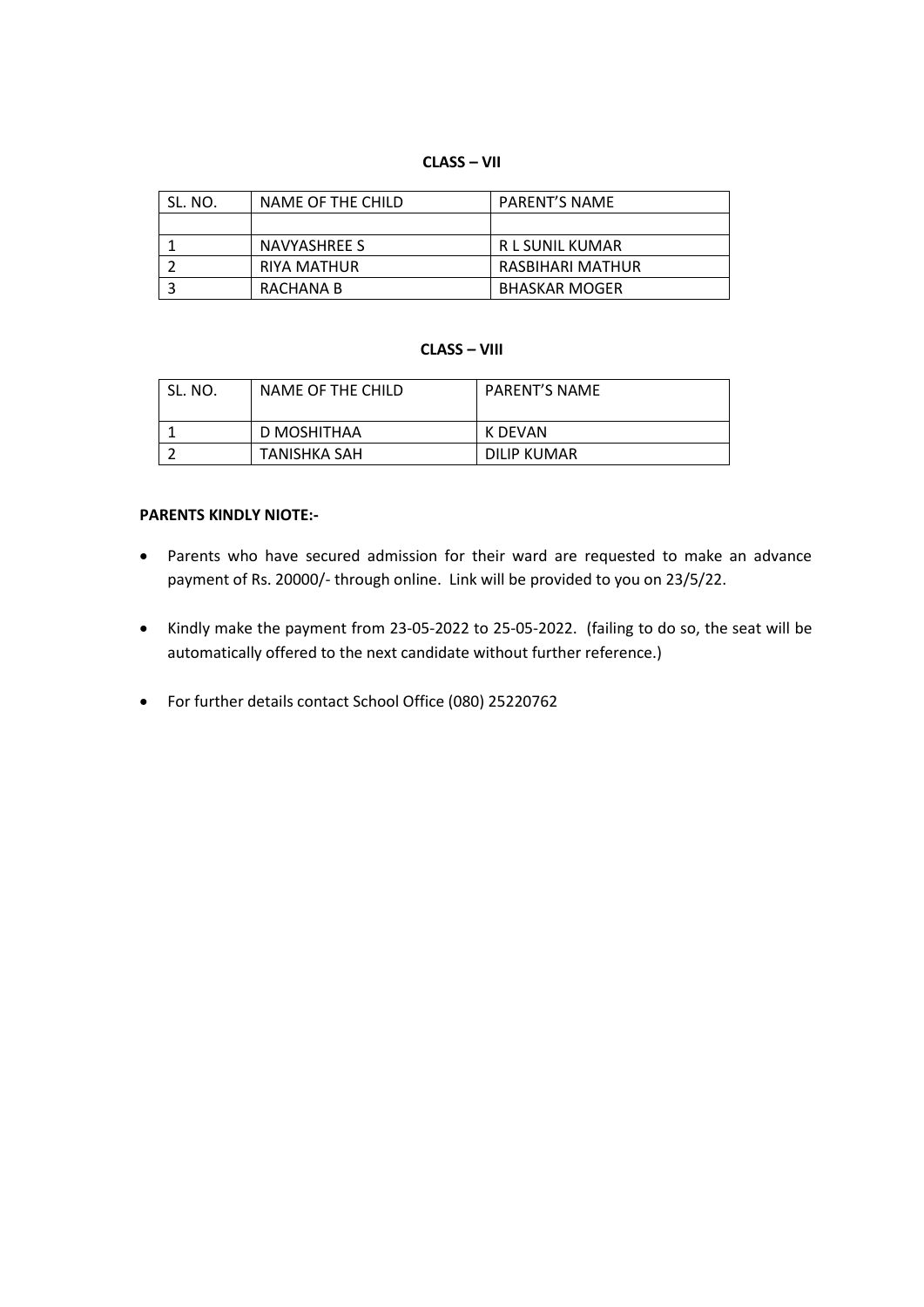**CLASS – VII**

| SL. NO. | NAME OF THE CHILD | PARENT'S NAME |
|---|---|---|
| | | |
| 1 | NAVYASHREE S | R L SUNIL KUMAR |
| 2 | RIYA MATHUR | RASBIHARI MATHUR |
| 3 | RACHANA B | BHASKAR MOGER |

**CLASS – VIII**

| SL. NO. | NAME OF THE CHILD | PARENT'S NAME |
|---|---|---|
| 1 | D MOSHITHAA | K DEVAN |
| 2 | TANISHKA SAH | DILIP KUMAR |

**PARENTS KINDLY NIOTE:-**

- Parents who have secured admission for their ward are requested to make an advance payment of Rs. 20000/- through online. Link will be provided to you on 23/5/22.
- Kindly make the payment from 23-05-2022 to 25-05-2022. (failing to do so, the seat will be automatically offered to the next candidate without further reference.)
- For further details contact School Office (080) 25220762